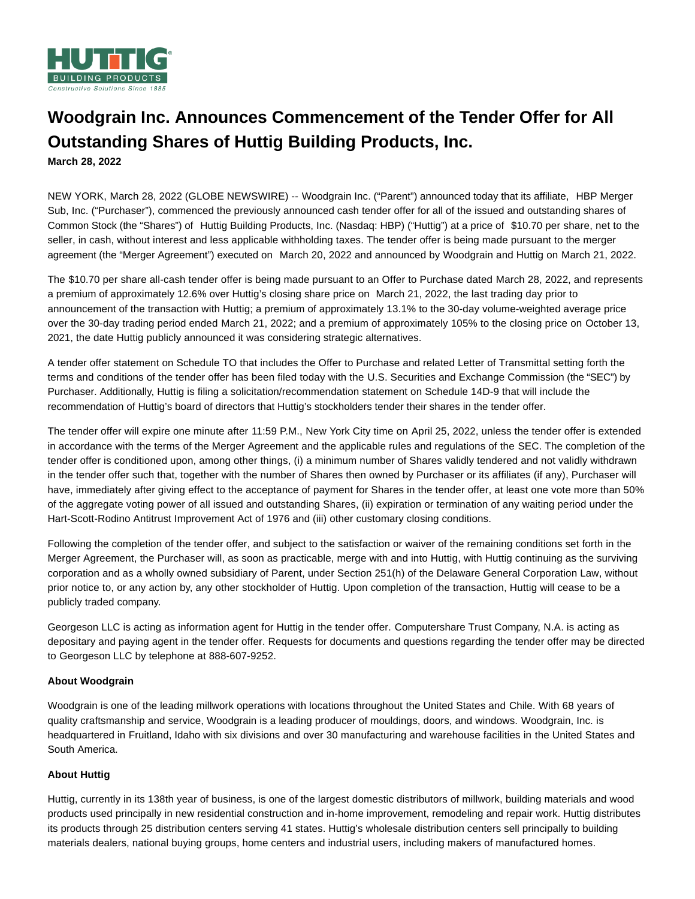# Woodgrain Inc. Announces Commencement of the Tender Offer for All Outstanding Shares of Huttig Building Products, Inc.

**March 28, 2022**

NEW YORK, March 28, 2022 (GLOBE NEWSWIRE) -- Woodgrain Inc. ("Parent") announced today that its affiliate, HBP Merger Sub, Inc. ("Purchaser"), commenced the previously announced cash tender offer for all of the issued and outstanding shares of Common Stock (the "Shares") of Huttig Building Products, Inc. (Nasdaq: HBP) ("Huttig") at a price of $10.70 per share, net to the seller, in cash, without interest and less applicable withholding taxes. The tender offer is being made pursuant to the merger agreement (the "Merger Agreement") executed on March 20, 2022 and announced by Woodgrain and Huttig on March 21, 2022.

The $10.70 per share all-cash tender offer is being made pursuant to an Offer to Purchase dated March 28, 2022, and represents a premium of approximately 12.6% over Huttig's closing share price on March 21, 2022, the last trading day prior to announcement of the transaction with Huttig; a premium of approximately 13.1% to the 30-day volume-weighted average price over the 30-day trading period ended March 21, 2022; and a premium of approximately 105% to the closing price on October 13, 2021, the date Huttig publicly announced it was considering strategic alternatives.

A tender offer statement on Schedule TO that includes the Offer to Purchase and related Letter of Transmittal setting forth the terms and conditions of the tender offer has been filed today with the U.S. Securities and Exchange Commission (the "SEC") by Purchaser. Additionally, Huttig is filing a solicitation/recommendation statement on Schedule 14D-9 that will include the recommendation of Huttig's board of directors that Huttig's stockholders tender their shares in the tender offer.

The tender offer will expire one minute after 11:59 P.M., New York City time on April 25, 2022, unless the tender offer is extended in accordance with the terms of the Merger Agreement and the applicable rules and regulations of the SEC. The completion of the tender offer is conditioned upon, among other things, (i) a minimum number of Shares validly tendered and not validly withdrawn in the tender offer such that, together with the number of Shares then owned by Purchaser or its affiliates (if any), Purchaser will have, immediately after giving effect to the acceptance of payment for Shares in the tender offer, at least one vote more than 50% of the aggregate voting power of all issued and outstanding Shares, (ii) expiration or termination of any waiting period under the Hart-Scott-Rodino Antitrust Improvement Act of 1976 and (iii) other customary closing conditions.

Following the completion of the tender offer, and subject to the satisfaction or waiver of the remaining conditions set forth in the Merger Agreement, the Purchaser will, as soon as practicable, merge with and into Huttig, with Huttig continuing as the surviving corporation and as a wholly owned subsidiary of Parent, under Section 251(h) of the Delaware General Corporation Law, without prior notice to, or any action by, any other stockholder of Huttig. Upon completion of the transaction, Huttig will cease to be a publicly traded company.

Georgeson LLC is acting as information agent for Huttig in the tender offer. Computershare Trust Company, N.A. is acting as depositary and paying agent in the tender offer. Requests for documents and questions regarding the tender offer may be directed to Georgeson LLC by telephone at 888-607-9252.

**About Woodgrain**

Woodgrain is one of the leading millwork operations with locations throughout the United States and Chile. With 68 years of quality craftsmanship and service, Woodgrain is a leading producer of mouldings, doors, and windows. Woodgrain, Inc. is headquartered in Fruitland, Idaho with six divisions and over 30 manufacturing and warehouse facilities in the United States and South America.

**About Huttig**

Huttig, currently in its 138th year of business, is one of the largest domestic distributors of millwork, building materials and wood products used principally in new residential construction and in-home improvement, remodeling and repair work. Huttig distributes its products through 25 distribution centers serving 41 states. Huttig's wholesale distribution centers sell principally to building materials dealers, national buying groups, home centers and industrial users, including makers of manufactured homes.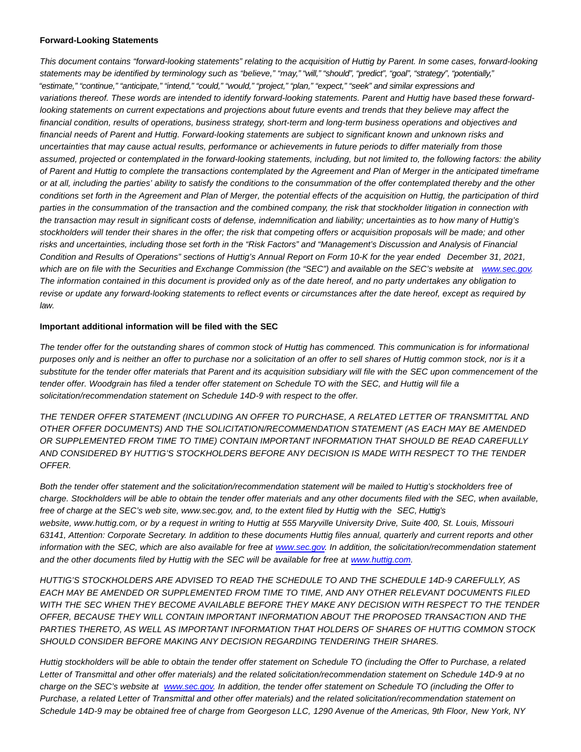**Forward-Looking Statements**

*This document contains "forward-looking statements" relating to the acquisition of Huttig by Parent. In some cases, forward-looking statements may be identified by terminology such as "believe," "may," "will," "should", "predict", "goal", "strategy", "potentially," "estimate," "continue," "anticipate," "intend," "could," "would," "project," "plan," "expect," "seek" and similar expressions and variations thereof. These words are intended to identify forward-looking statements. Parent and Huttig have based these forward-looking statements on current expectations and projections about future events and trends that they believe may affect the financial condition, results of operations, business strategy, short-term and long-term business operations and objectives and financial needs of Parent and Huttig. Forward-looking statements are subject to significant known and unknown risks and uncertainties that may cause actual results, performance or achievements in future periods to differ materially from those assumed, projected or contemplated in the forward-looking statements, including, but not limited to, the following factors: the ability of Parent and Huttig to complete the transactions contemplated by the Agreement and Plan of Merger in the anticipated timeframe or at all, including the parties' ability to satisfy the conditions to the consummation of the offer contemplated thereby and the other conditions set forth in the Agreement and Plan of Merger, the potential effects of the acquisition on Huttig, the participation of third parties in the consummation of the transaction and the combined company, the risk that stockholder litigation in connection with the transaction may result in significant costs of defense, indemnification and liability; uncertainties as to how many of Huttig's stockholders will tender their shares in the offer; the risk that competing offers or acquisition proposals will be made; and other risks and uncertainties, including those set forth in the "Risk Factors" and "Management's Discussion and Analysis of Financial Condition and Results of Operations" sections of Huttig's Annual Report on Form 10-K for the year ended December 31, 2021, which are on file with the Securities and Exchange Commission (the "SEC") and available on the SEC's website at www.sec.gov. The information contained in this document is provided only as of the date hereof, and no party undertakes any obligation to revise or update any forward-looking statements to reflect events or circumstances after the date hereof, except as required by law.*

**Important additional information will be filed with the SEC**

*The tender offer for the outstanding shares of common stock of Huttig has commenced. This communication is for informational purposes only and is neither an offer to purchase nor a solicitation of an offer to sell shares of Huttig common stock, nor is it a substitute for the tender offer materials that Parent and its acquisition subsidiary will file with the SEC upon commencement of the tender offer. Woodgrain has filed a tender offer statement on Schedule TO with the SEC, and Huttig will file a solicitation/recommendation statement on Schedule 14D-9 with respect to the offer.*

*THE TENDER OFFER STATEMENT (INCLUDING AN OFFER TO PURCHASE, A RELATED LETTER OF TRANSMITTAL AND OTHER OFFER DOCUMENTS) AND THE SOLICITATION/RECOMMENDATION STATEMENT (AS EACH MAY BE AMENDED OR SUPPLEMENTED FROM TIME TO TIME) CONTAIN IMPORTANT INFORMATION THAT SHOULD BE READ CAREFULLY AND CONSIDERED BY HUTTIG'S STOCKHOLDERS BEFORE ANY DECISION IS MADE WITH RESPECT TO THE TENDER OFFER.*

*Both the tender offer statement and the solicitation/recommendation statement will be mailed to Huttig's stockholders free of charge. Stockholders will be able to obtain the tender offer materials and any other documents filed with the SEC, when available, free of charge at the SEC's web site, www.sec.gov, and, to the extent filed by Huttig with the SEC, Huttig's website, www.huttig.com, or by a request in writing to Huttig at 555 Maryville University Drive, Suite 400, St. Louis, Missouri 63141, Attention: Corporate Secretary. In addition to these documents Huttig files annual, quarterly and current reports and other information with the SEC, which are also available for free at www.sec.gov. In addition, the solicitation/recommendation statement and the other documents filed by Huttig with the SEC will be available for free at www.huttig.com.*

*HUTTIG'S STOCKHOLDERS ARE ADVISED TO READ THE SCHEDULE TO AND THE SCHEDULE 14D-9 CAREFULLY, AS EACH MAY BE AMENDED OR SUPPLEMENTED FROM TIME TO TIME, AND ANY OTHER RELEVANT DOCUMENTS FILED WITH THE SEC WHEN THEY BECOME AVAILABLE BEFORE THEY MAKE ANY DECISION WITH RESPECT TO THE TENDER OFFER, BECAUSE THEY WILL CONTAIN IMPORTANT INFORMATION ABOUT THE PROPOSED TRANSACTION AND THE PARTIES THERETO, AS WELL AS IMPORTANT INFORMATION THAT HOLDERS OF SHARES OF HUTTIG COMMON STOCK SHOULD CONSIDER BEFORE MAKING ANY DECISION REGARDING TENDERING THEIR SHARES.*

*Huttig stockholders will be able to obtain the tender offer statement on Schedule TO (including the Offer to Purchase, a related Letter of Transmittal and other offer materials) and the related solicitation/recommendation statement on Schedule 14D-9 at no charge on the SEC's website at www.sec.gov. In addition, the tender offer statement on Schedule TO (including the Offer to Purchase, a related Letter of Transmittal and other offer materials) and the related solicitation/recommendation statement on Schedule 14D-9 may be obtained free of charge from Georgeson LLC, 1290 Avenue of the Americas, 9th Floor, New York, NY*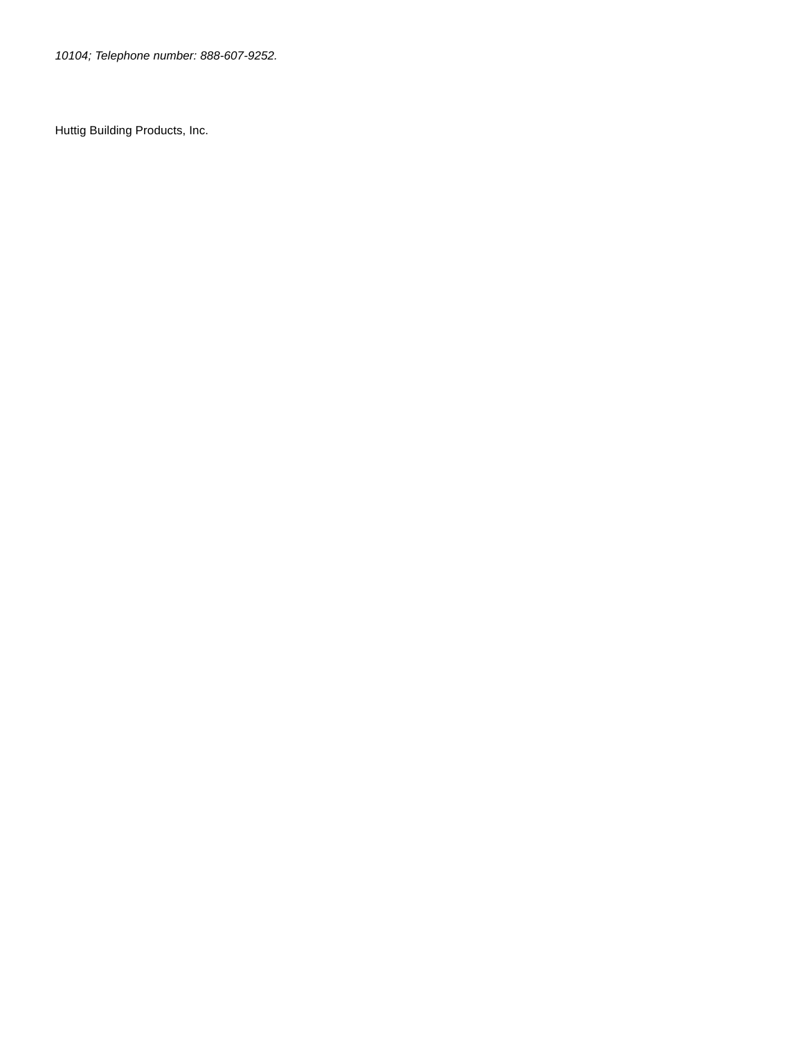*10104; Telephone number: 888-607-9252.*

Huttig Building Products, Inc.